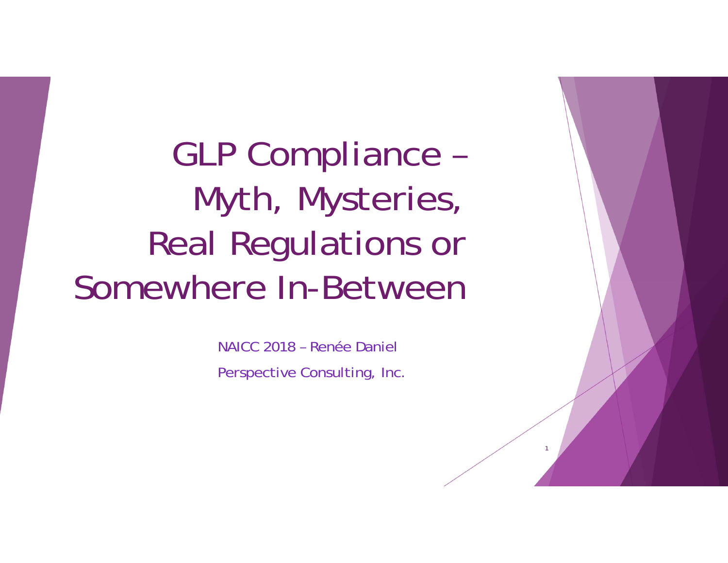# GLP Compliance – Myth, Mysteries, Real Regulations or Somewhere In-Between

NAICC 2018 – Renée Daniel

Perspective Consulting, Inc.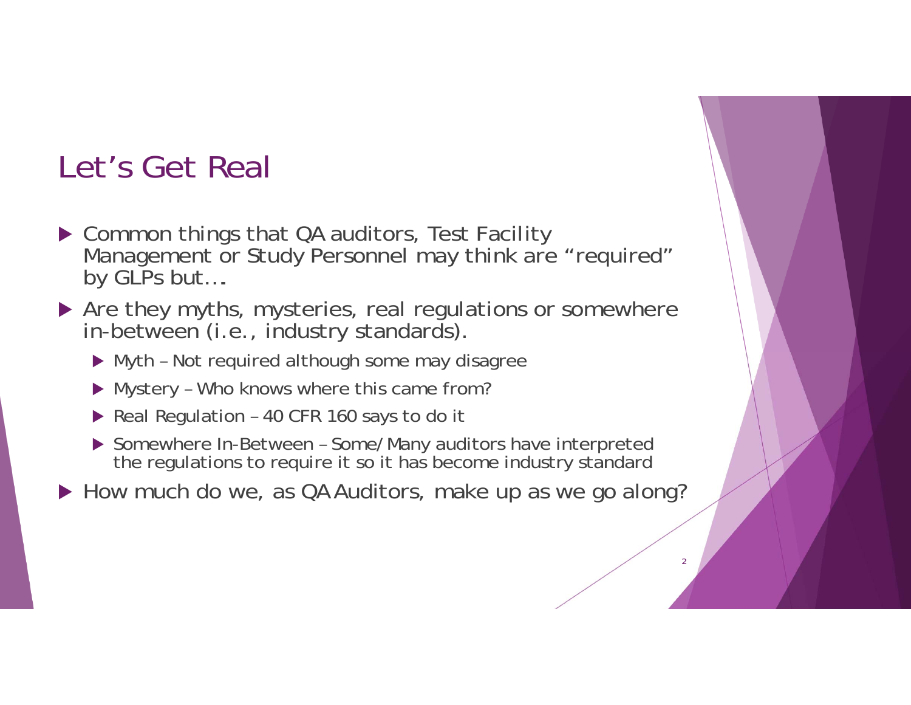# Let's Get Real

- Common things that QA auditors, Test Facility Management or Study Personnel may think are "required" by GLPs but….
- Are they myths, mysteries, real regulations or somewhere in-between (i.e., industry standards).
  - Myth – Not required although some may disagree
  - Mystery – Who knows where this came from?
  - Real Regulation – 40 CFR 160 says to do it
  - Somewhere In-Between – Some/Many auditors have interpreted the regulations to require it so it has become industry standard
- How much do we, as QA Auditors, make up as we go along?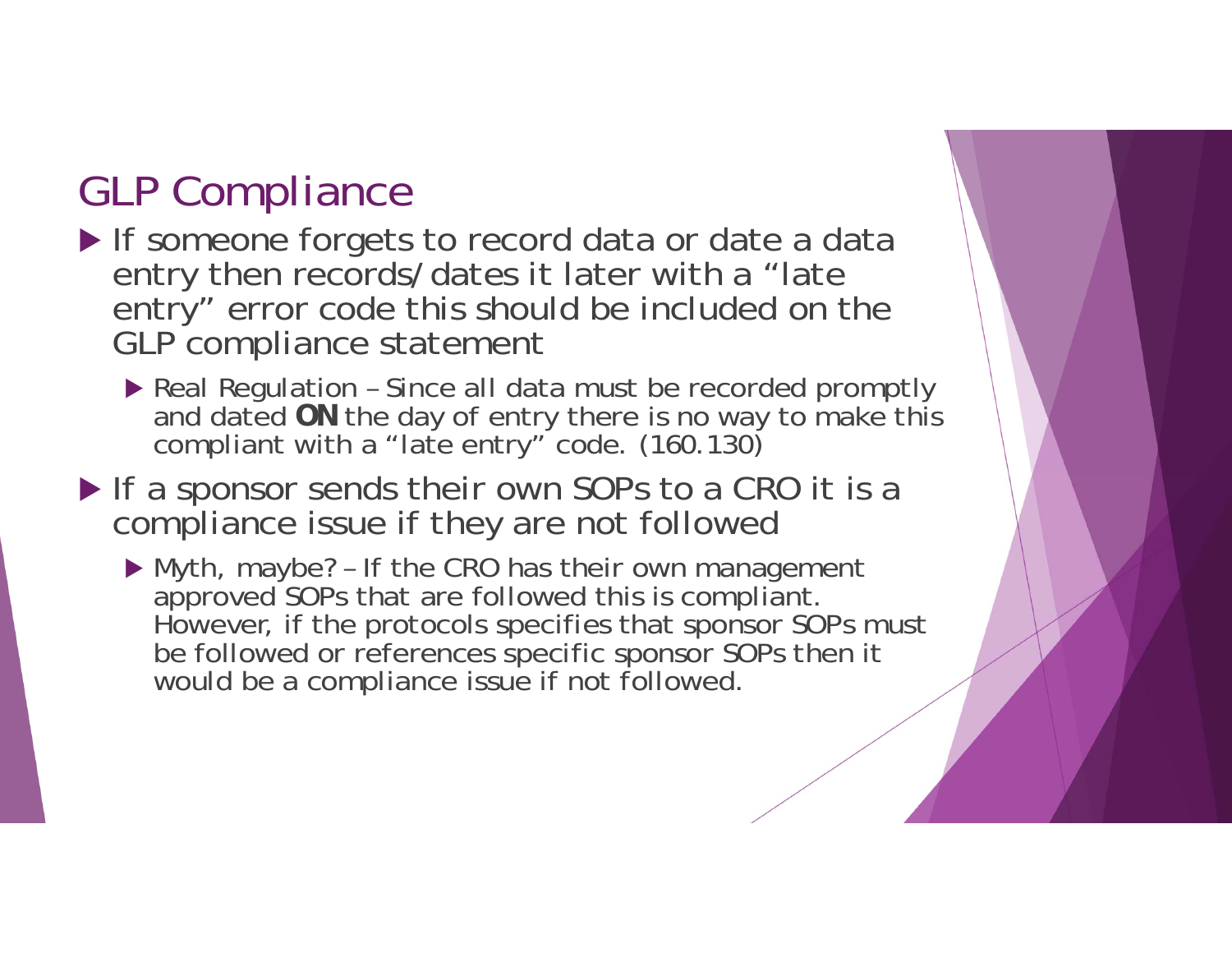# GLP Compliance

- If someone forgets to record data or date a data entry then records/dates it later with a "late entry" error code this should be included on the GLP compliance statement
  - Real Regulation – Since all data must be recorded promptly and dated **ON** the day of entry there is no way to make this compliant with a "late entry" code. (160.130)
- If a sponsor sends their own SOPs to a CRO it is a compliance issue if they are not followed
  - Myth, maybe? – If the CRO has their own management approved SOPs that are followed this is compliant. However, if the protocols specifies that sponsor SOPs must be followed or references specific sponsor SOPs then it would be a compliance issue if not followed.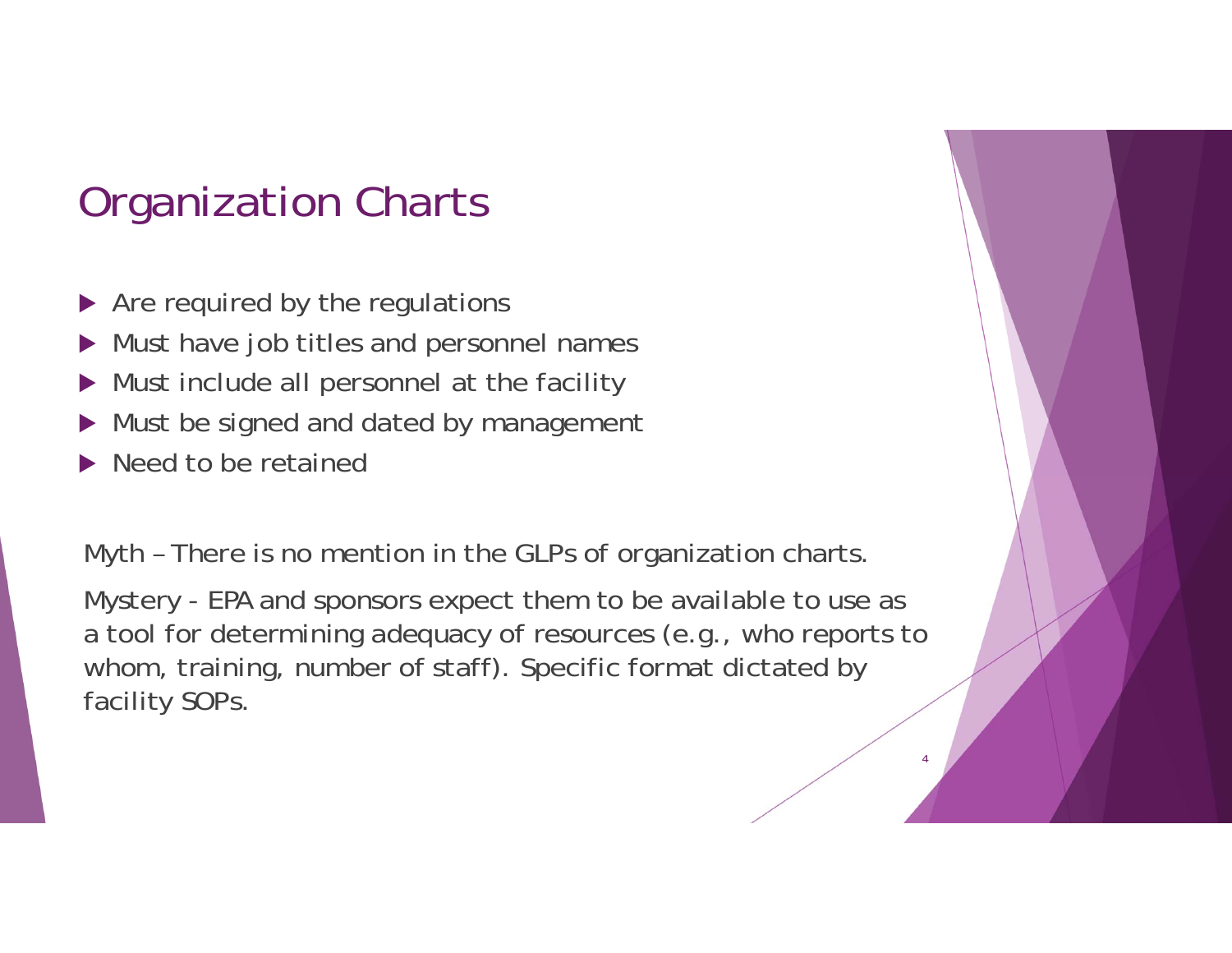# Organization Charts

- Are required by the regulations
- Must have job titles and personnel names
- Must include all personnel at the facility
- Must be signed and dated by management
- Need to be retained

Myth – There is no mention in the GLPs of organization charts.

Mystery - EPA and sponsors expect them to be available to use as a tool for determining adequacy of resources (e.g., who reports to whom, training, number of staff). Specific format dictated by facility SOPs.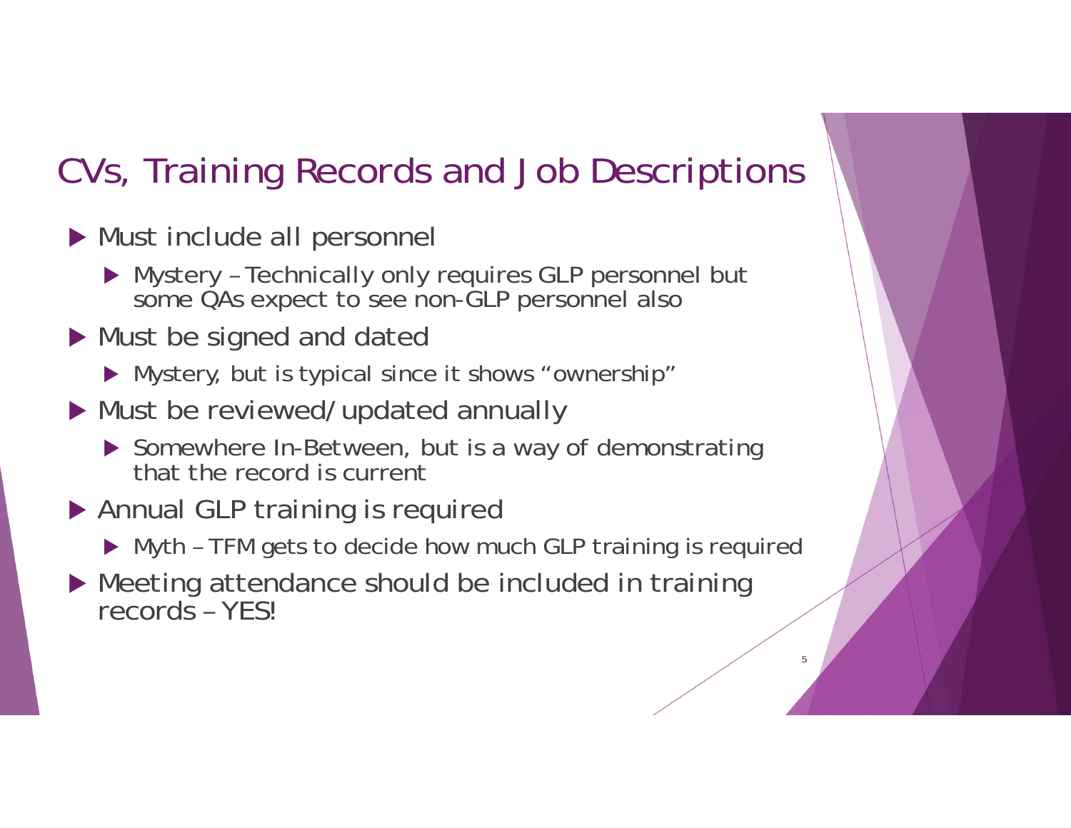## CVs, Training Records and Job Descriptions

- Must include all personnel
  - Mystery – Technically only requires GLP personnel but some QAs expect to see non-GLP personnel also
- Must be signed and dated
  - Mystery, but is typical since it shows "ownership"
- Must be reviewed/updated annually
  - Somewhere In-Between, but is a way of demonstrating that the record is current
- Annual GLP training is required
  - Myth – TFM gets to decide how much GLP training is required
- Meeting attendance should be included in training records – YES!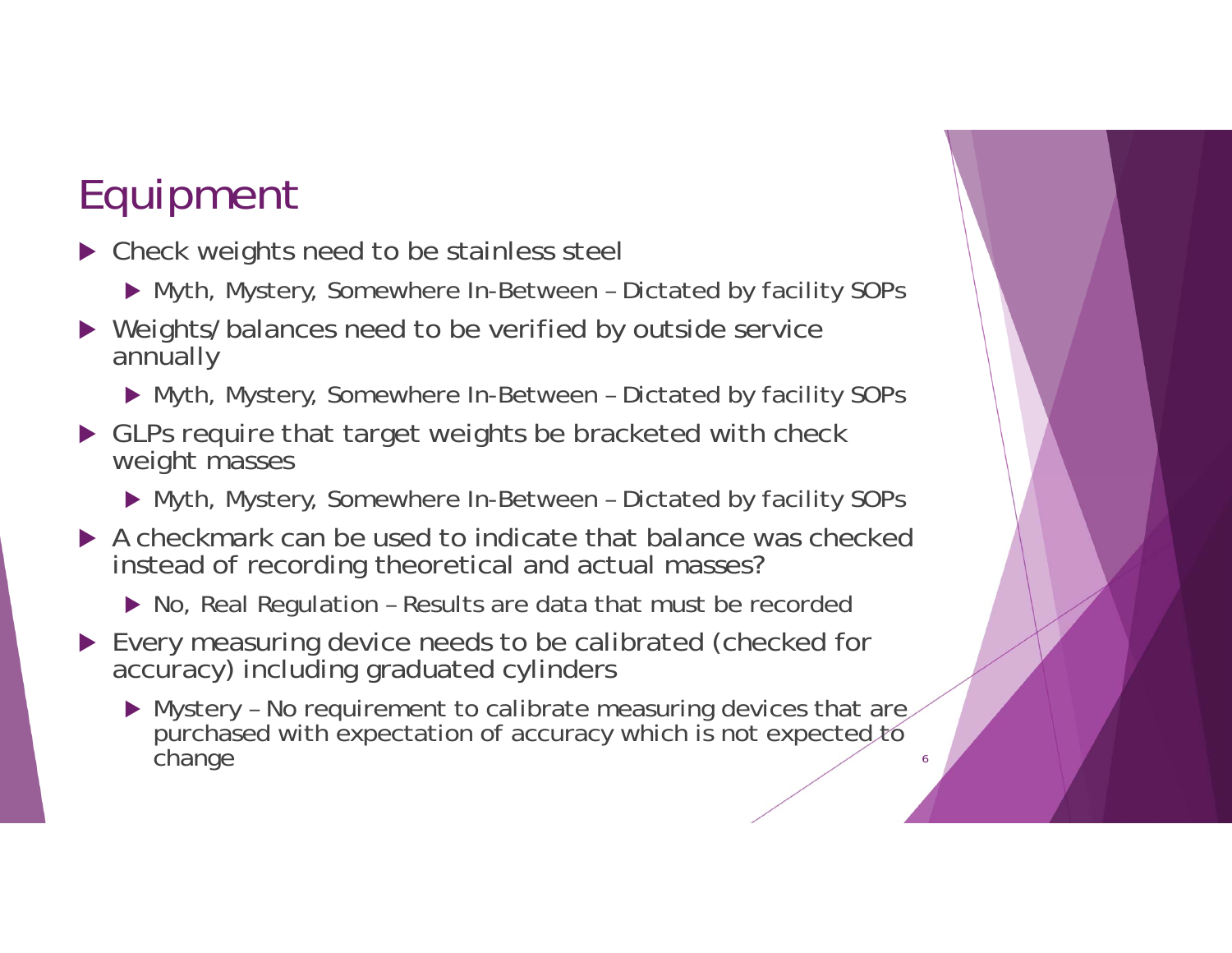# Equipment

- Check weights need to be stainless steel
  - Myth, Mystery, Somewhere In-Between – Dictated by facility SOPs
- Weights/balances need to be verified by outside service annually
  - Myth, Mystery, Somewhere In-Between – Dictated by facility SOPs
- GLPs require that target weights be bracketed with check weight masses
  - Myth, Mystery, Somewhere In-Between – Dictated by facility SOPs
- A checkmark can be used to indicate that balance was checked instead of recording theoretical and actual masses?
  - No, Real Regulation – Results are data that must be recorded
- Every measuring device needs to be calibrated (checked for accuracy) including graduated cylinders
  - Mystery – No requirement to calibrate measuring devices that are purchased with expectation of accuracy which is not expected to change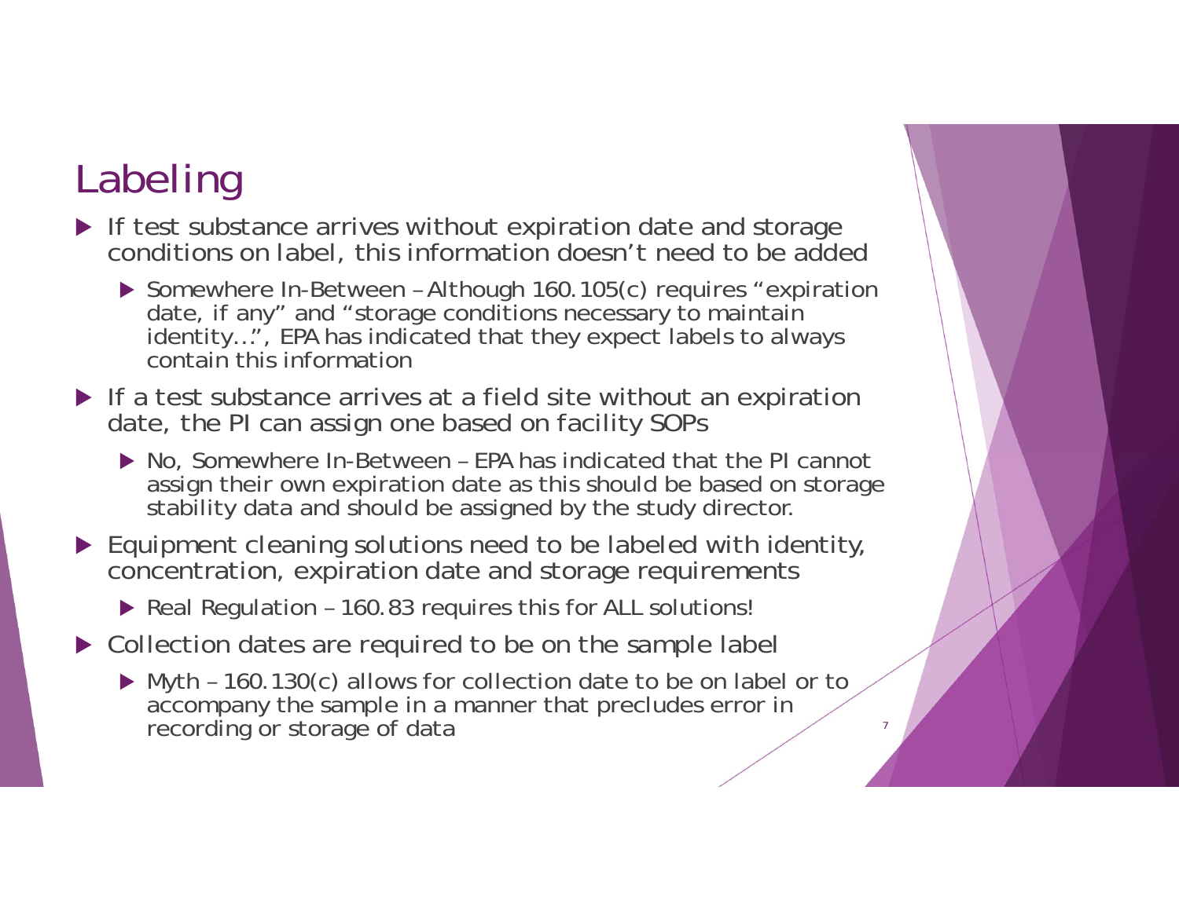# Labeling

- If test substance arrives without expiration date and storage conditions on label, this information doesn't need to be added
  - Somewhere In-Between – Although 160.105(c) requires "expiration date, if any" and "storage conditions necessary to maintain identity…", EPA has indicated that they expect labels to always contain this information
- If a test substance arrives at a field site without an expiration date, the PI can assign one based on facility SOPs
  - No, Somewhere In-Between – EPA has indicated that the PI cannot assign their own expiration date as this should be based on storage stability data and should be assigned by the study director.
- Equipment cleaning solutions need to be labeled with identity, concentration, expiration date and storage requirements
  - Real Regulation – 160.83 requires this for ALL solutions!
- Collection dates are required to be on the sample label
  - Myth – 160.130(c) allows for collection date to be on label or to accompany the sample in a manner that precludes error in recording or storage of data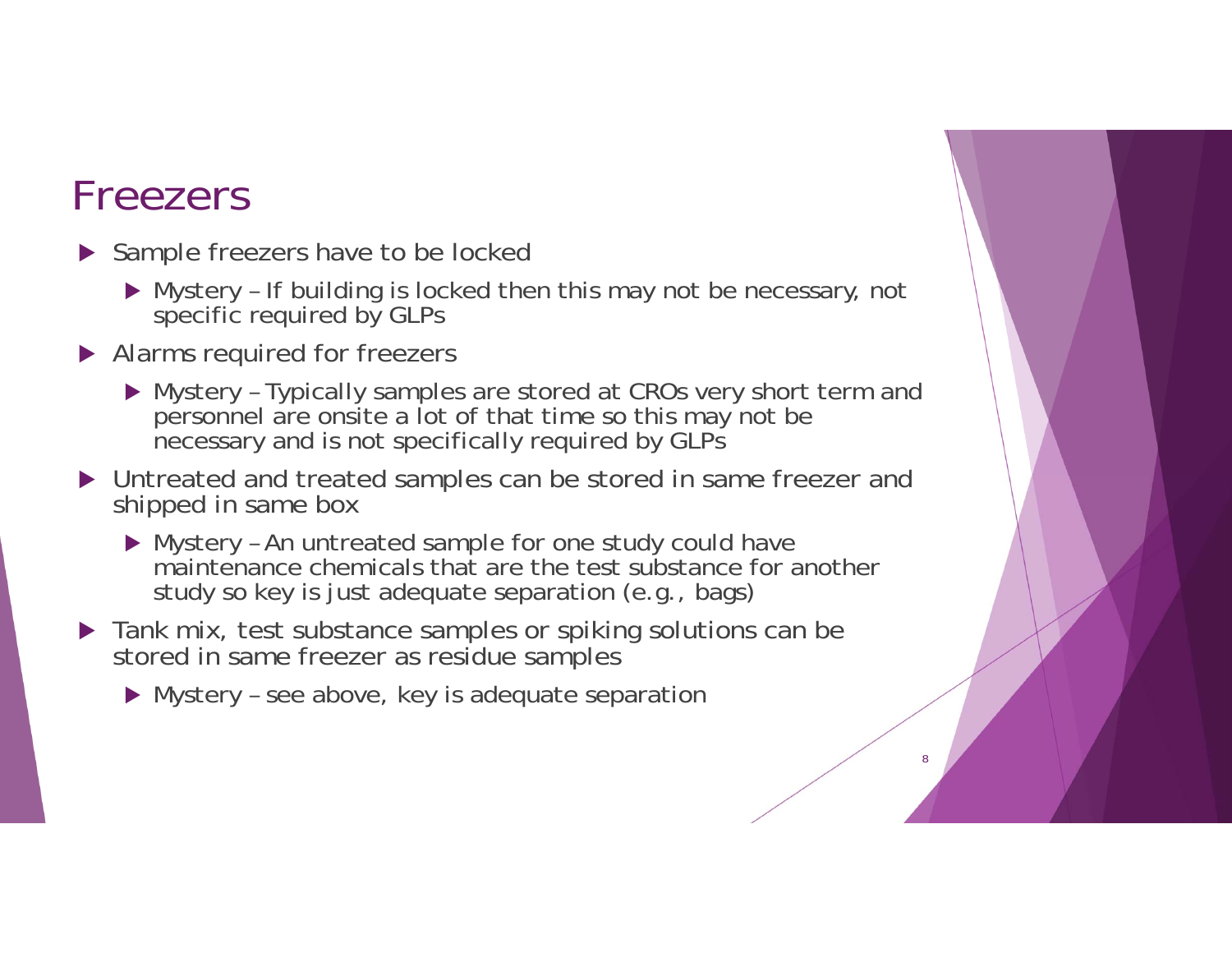# Freezers

- Sample freezers have to be locked
  - Mystery – If building is locked then this may not be necessary, not specific required by GLPs
- Alarms required for freezers
  - Mystery – Typically samples are stored at CROs very short term and personnel are onsite a lot of that time so this may not be necessary and is not specifically required by GLPs
- Untreated and treated samples can be stored in same freezer and shipped in same box
  - Mystery – An untreated sample for one study could have maintenance chemicals that are the test substance for another study so key is just adequate separation (e.g., bags)
- Tank mix, test substance samples or spiking solutions can be stored in same freezer as residue samples
  - Mystery – see above, key is adequate separation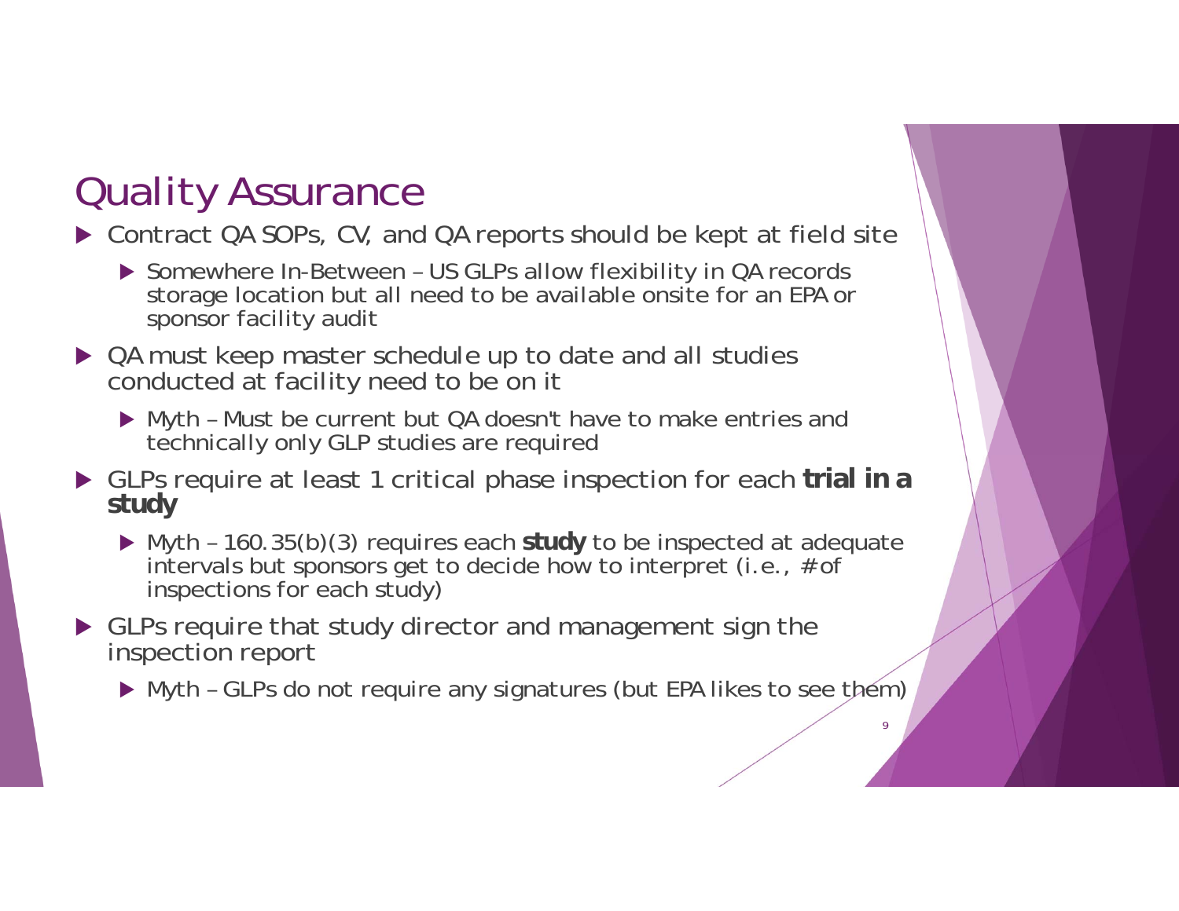# Quality Assurance

- Contract QA SOPs, CV, and QA reports should be kept at field site
  - Somewhere In-Between – US GLPs allow flexibility in QA records storage location but all need to be available onsite for an EPA or sponsor facility audit
- QA must keep master schedule up to date and all studies conducted at facility need to be on it
  - Myth – Must be current but QA doesn't have to make entries and technically only GLP studies are required
- GLPs require at least 1 critical phase inspection for each **trial in a study**
  - Myth – 160.35(b)(3) requires each **study** to be inspected at adequate intervals but sponsors get to decide how to interpret (i.e., # of inspections for each study)
- GLPs require that study director and management sign the inspection report
  - Myth – GLPs do not require any signatures (but EPA likes to see them)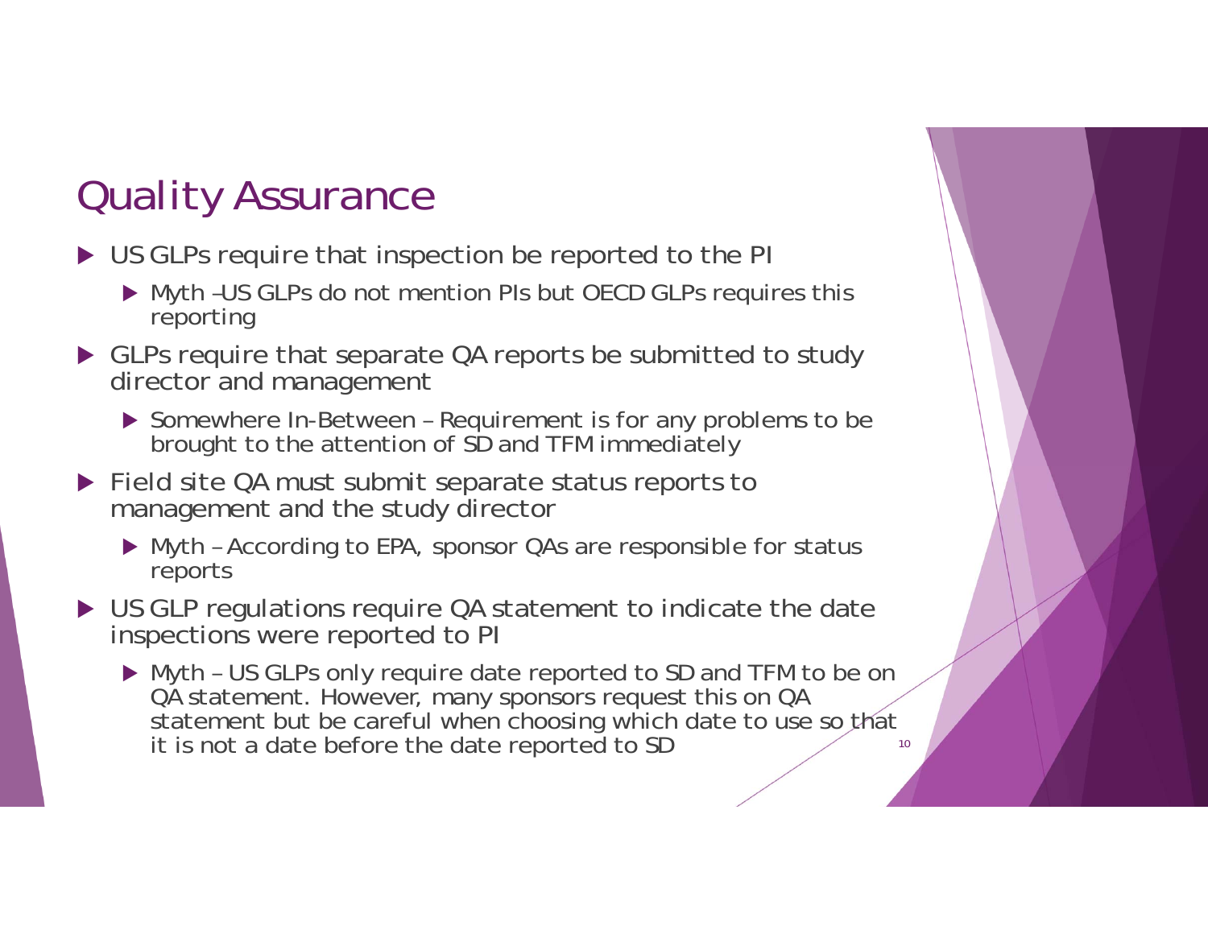# Quality Assurance

- US GLPs require that inspection be reported to the PI
  - Myth –US GLPs do not mention PIs but OECD GLPs requires this reporting
- GLPs require that separate QA reports be submitted to study director and management
  - Somewhere In-Between – Requirement is for any problems to be brought to the attention of SD and TFM immediately
- Field site QA must submit separate status reports to management and the study director
  - Myth – According to EPA, sponsor QAs are responsible for status reports
- US GLP regulations require QA statement to indicate the date inspections were reported to PI
  - Myth – US GLPs only require date reported to SD and TFM to be on QA statement. However, many sponsors request this on QA statement but be careful when choosing which date to use so that it is not a date before the date reported to SD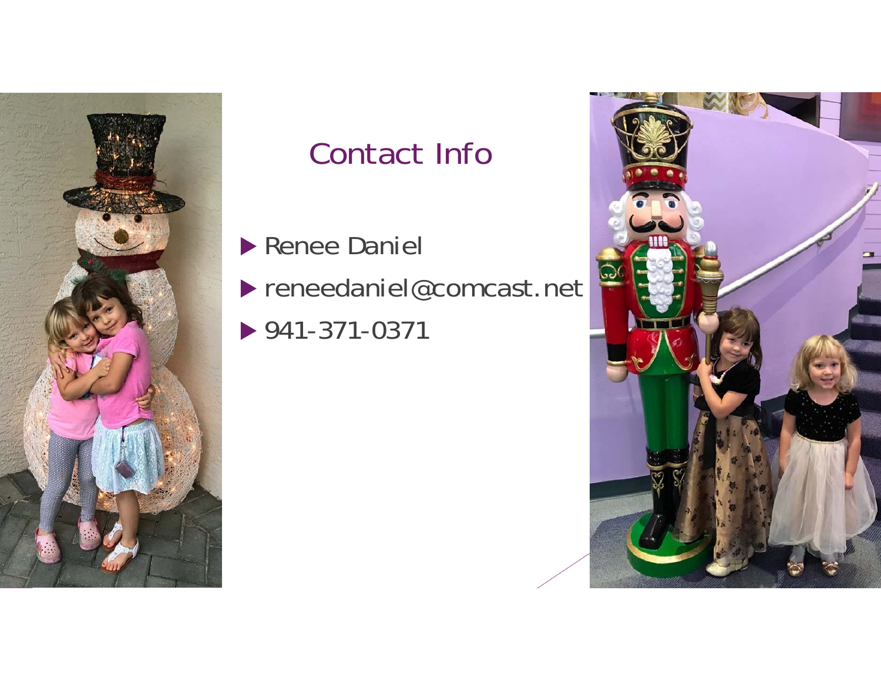## Contact Info

- Renee Daniel
- reneedaniel@comcast.net
- 941-371-0371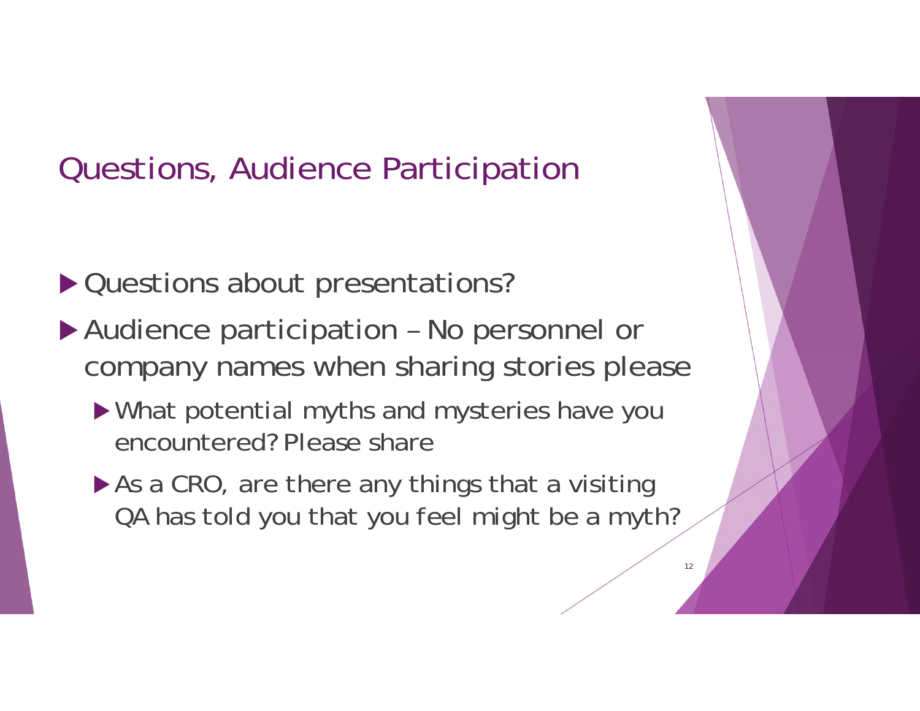# Questions, Audience Participation

- Questions about presentations?
- Audience participation – No personnel or company names when sharing stories please
  - What potential myths and mysteries have you encountered? Please share
  - As a CRO, are there any things that a visiting QA has told you that you feel might be a myth?